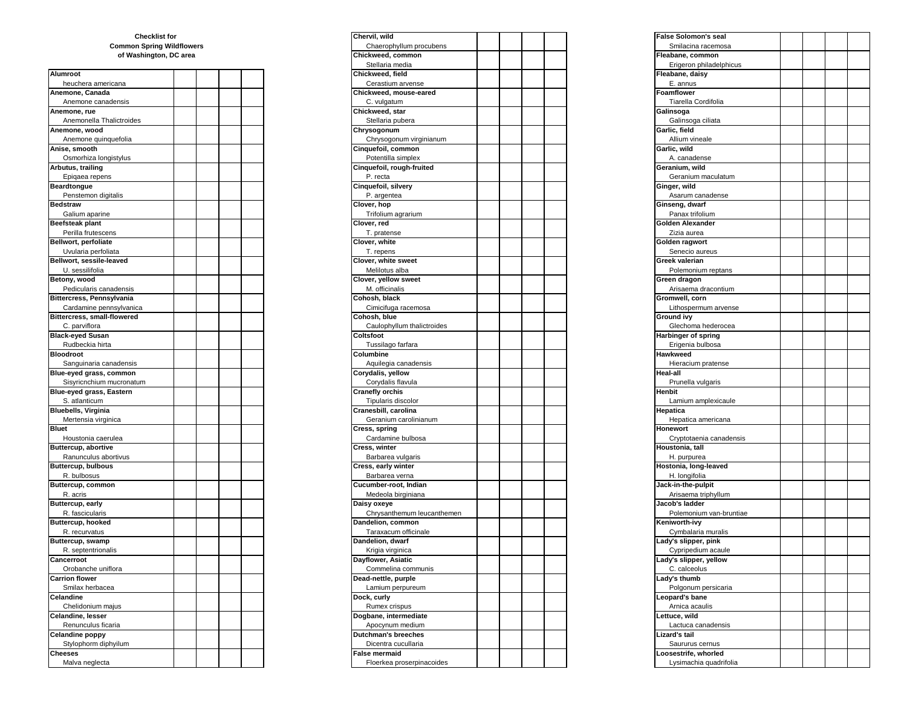### Checklist for Common Spring Wildflowers of Washington, DC area

| Name | | | | |
|---|---|---|---|---|
| **Alumroot**<br>heuchera americana | | | | |
| **Anemone, Canada**<br>Anemone canadensis | | | | |
| **Anemone, rue**<br>Anemonella Thalictroides | | | | |
| **Anemone, wood**<br>Anemone quinquefolia | | | | |
| **Anise, smooth**<br>Osmorhiza longistylus | | | | |
| **Arbutus, trailing**<br>Epiqaea repens | | | | |
| **Beardtongue**<br>Penstemon digitalis | | | | |
| **Bedstraw**<br>Galium aparine | | | | |
| **Beefsteak plant**<br>Perilla frutescens | | | | |
| **Bellwort, perfoliate**<br>Uvularia perfoliata | | | | |
| **Bellwort, sessile-leaved**<br>U. sessilifolia | | | | |
| **Betony, wood**<br>Pedicularis canadensis | | | | |
| **Bittercress, Pennsylvania**<br>Cardamine pennsylvanica | | | | |
| **Bittercress, small-flowered**<br>C. parviflora | | | | |
| **Black-eyed Susan**<br>Rudbeckia hirta | | | | |
| **Bloodroot**<br>Sanguinaria canadensis | | | | |
| **Blue-eyed grass, common**<br>Sisyricnchium mucronatum | | | | |
| **Blue-eyed grass, Eastern**<br>S. atlanticum | | | | |
| **Bluebells, Virginia**<br>Mertensia virginica | | | | |
| **Bluet**<br>Houstonia caerulea | | | | |
| **Buttercup, abortive**<br>Ranunculus abortivus | | | | |
| **Buttercup, bulbous**<br>R. bulbosus | | | | |
| **Buttercup, common**<br>R. acris | | | | |
| **Buttercup, early**<br>R. fascicularis | | | | |
| **Buttercup, hooked**<br>R. recurvatus | | | | |
| **Buttercup, swamp**<br>R. septentrionalis | | | | |
| **Cancerroot**<br>Orobanche uniflora | | | | |
| **Carrion flower**<br>Smilax herbacea | | | | |
| **Celandine**<br>Chelidonium majus | | | | |
| **Celandine, lesser**<br>Renunculus ficaria | | | | |
| **Celandine poppy**<br>Stylophorm diphyilum | | | | |
| **Cheeses**<br>Malva neglecta | | | | |
| **Chervil, wild**<br>Chaerophyllum procubens | | | | |
| **Chickweed, common**<br>Stellaria media | | | | |
| **Chickweed, field**<br>Cerastium arvense | | | | |
| **Chickweed, mouse-eared**<br>C. vulgatum | | | | |
| **Chickweed, star**<br>Stellaria pubera | | | | |
| **Chrysogonum**<br>Chrysogonum virginianum | | | | |
| **Cinquefoil, common**<br>Potentilla simplex | | | | |
| **Cinquefoil, rough-fruited**<br>P. recta | | | | |
| **Cinquefoil, silvery**<br>P. argentea | | | | |
| **Clover, hop**<br>Trifolium agrarium | | | | |
| **Clover, red**<br>T. pratense | | | | |
| **Clover, white**<br>T. repens | | | | |
| **Clover, white sweet**<br>Melilotus alba | | | | |
| **Clover, yellow sweet**<br>M. officinalis | | | | |
| **Cohosh, black**<br>Cimicifuga racemosa | | | | |
| **Cohosh, blue**<br>Caulophyllum thalictroides | | | | |
| **Coltsfoot**<br>Tussilago farfara | | | | |
| **Columbine**<br>Aquilegia canadensis | | | | |
| **Corydalis, yellow**<br>Corydalis flavula | | | | |
| **Cranefly orchis**<br>Tipularis discolor | | | | |
| **Cranesbill, carolina**<br>Geranium carolinianum | | | | |
| **Cress, spring**<br>Cardamine bulbosa | | | | |
| **Cress, winter**<br>Barbarea vulgaris | | | | |
| **Cress, early winter**<br>Barbarea verna | | | | |
| **Cucumber-root, Indian**<br>Medeola birginiana | | | | |
| **Daisy oxeye**<br>Chrysanthemum leucanthemen | | | | |
| **Dandelion, common**<br>Taraxacum officinale | | | | |
| **Dandelion, dwarf**<br>Krigia virginica | | | | |
| **Dayflower, Asiatic**<br>Commelina communis | | | | |
| **Dead-nettle, purple**<br>Lamium perpureum | | | | |
| **Dock, curly**<br>Rumex crispus | | | | |
| **Dogbane, intermediate**<br>Apocynum medium | | | | |
| **Dutchman's breeches**<br>Dicentra cucullaria | | | | |
| **False mermaid**<br>Floerkea proserpinacoides | | | | |
| **False Solomon's seal**<br>Smilacina racemosa | | | | |
| **Fleabane, common**<br>Erigeron philadelphicus | | | | |
| **Fleabane, daisy**<br>E. annus | | | | |
| **Foamflower**<br>Tiarella Cordifolia | | | | |
| **Galinsoga**<br>Galinsoga ciliata | | | | |
| **Garlic, field**<br>Allium vineale | | | | |
| **Garlic, wild**<br>A. canadense | | | | |
| **Geranium, wild**<br>Geranium maculatum | | | | |
| **Ginger, wild**<br>Asarum canadense | | | | |
| **Ginseng, dwarf**<br>Panax trifolium | | | | |
| **Golden Alexander**<br>Zizia aurea | | | | |
| **Golden ragwort**<br>Senecio aureus | | | | |
| **Greek valerian**<br>Polemonium reptans | | | | |
| **Green dragon**<br>Arisaema dracontium | | | | |
| **Gromwell, corn**<br>Lithospermum arvense | | | | |
| **Ground ivy**<br>Glechoma hederocea | | | | |
| **Harbinger of spring**<br>Erigenia bulbosa | | | | |
| **Hawkweed**<br>Hieracium pratense | | | | |
| **Heal-all**<br>Prunella vulgaris | | | | |
| **Henbit**<br>Lamium amplexicaule | | | | |
| **Hepatica**<br>Hepatica americana | | | | |
| **Honewort**<br>Cryptotaenia canadensis | | | | |
| **Houstonia, tall**<br>H. purpurea | | | | |
| **Hostonia, long-leaved**<br>H. longifolia | | | | |
| **Jack-in-the-pulpit**<br>Arisaema triphyllum | | | | |
| **Jacob's ladder**<br>Polemonium van-bruntiae | | | | |
| **Keniworth-ivy**<br>Cymbalaria muralis | | | | |
| **Lady's slipper, pink**<br>Cypripedium acaule | | | | |
| **Lady's slipper, yellow**<br>C. calceolus | | | | |
| **Lady's thumb**<br>Polgonum persicaria | | | | |
| **Leopard's bane**<br>Arnica acaulis | | | | |
| **Lettuce, wild**<br>Lactuca canadensis | | | | |
| **Lizard's tail**<br>Saururus cernus | | | | |
| **Loosestrife, whorled**<br>Lysimachia quadrifolia | | | | |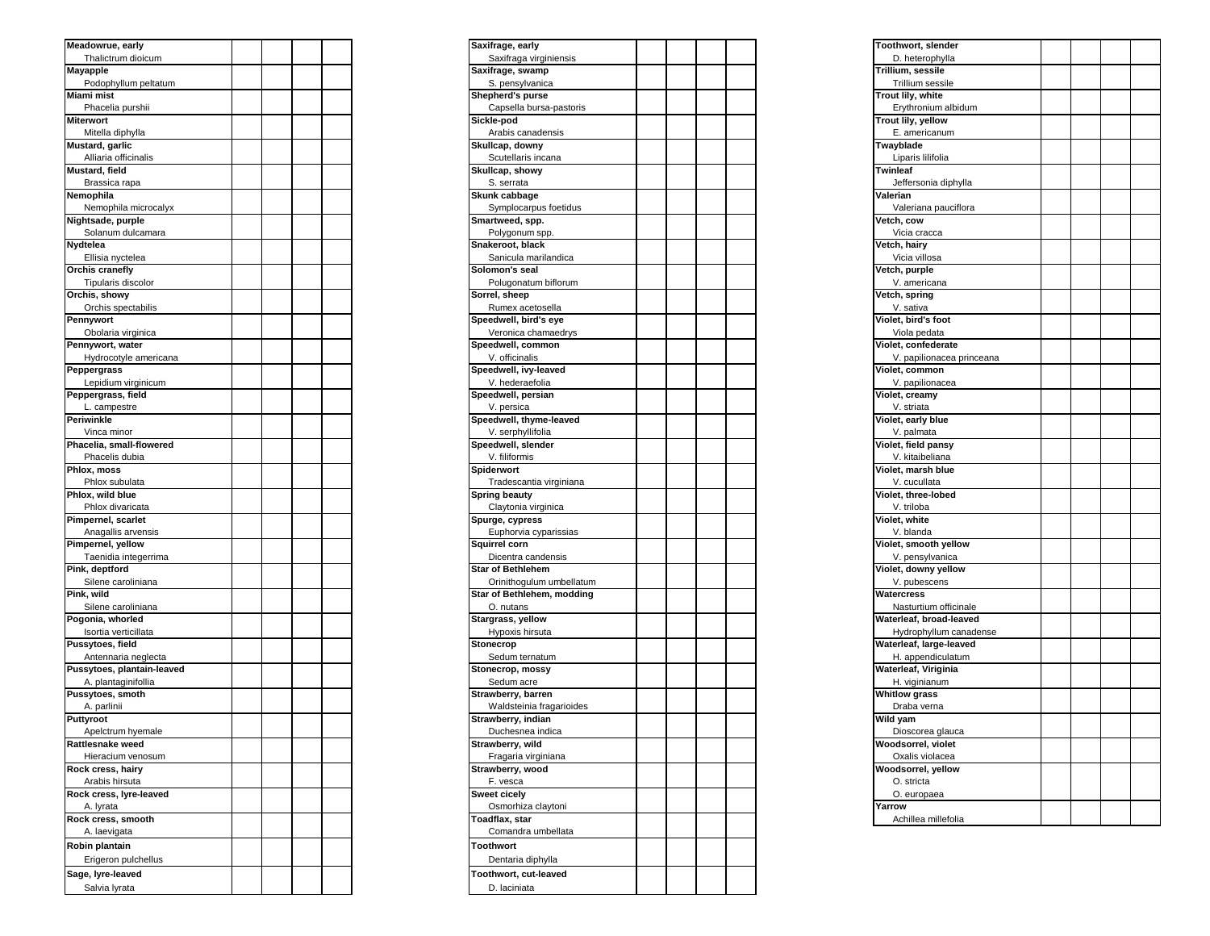| | | | | |
|---|---|---|---|---|
| **Meadowrue, early**<br>Thalictrum dioicum | | | | |
| **Mayapple**<br>Podophyllum peltatum | | | | |
| **Miami mist**<br>Phacelia purshii | | | | |
| **Miterwort**<br>Mitella diphylla | | | | |
| **Mustard, garlic**<br>Alliaria officinalis | | | | |
| **Mustard, field**<br>Brassica rapa | | | | |
| **Nemophila**<br>Nemophila microcalyx | | | | |
| **Nightsade, purple**<br>Solanum dulcamara | | | | |
| **Nydtelea**<br>Ellisia nyctelea | | | | |
| **Orchis cranefly**<br>Tipularis discolor | | | | |
| **Orchis, showy**<br>Orchis spectabilis | | | | |
| **Pennywort**<br>Obolaria virginica | | | | |
| **Pennywort, water**<br>Hydrocotyle americana | | | | |
| **Peppergrass**<br>Lepidium virginicum | | | | |
| **Peppergrass, field**<br>L. campestre | | | | |
| **Periwinkle**<br>Vinca minor | | | | |
| **Phacelia, small-flowered**<br>Phacelis dubia | | | | |
| **Phlox, moss**<br>Phlox subulata | | | | |
| **Phlox, wild blue**<br>Phlox divaricata | | | | |
| **Pimpernel, scarlet**<br>Anagallis arvensis | | | | |
| **Pimpernel, yellow**<br>Taenidia integerrima | | | | |
| **Pink, deptford**<br>Silene caroliniana | | | | |
| **Pink, wild**<br>Silene caroliniana | | | | |
| **Pogonia, whorled**<br>Isortia verticillata | | | | |
| **Pussytoes, field**<br>Antennaria neglecta | | | | |
| **Pussytoes, plantain-leaved**<br>A. plantaginifollia | | | | |
| **Pussytoes, smoth**<br>A. parlinii | | | | |
| **Puttyroot**<br>Apelctrum hyemale | | | | |
| **Rattlesnake weed**<br>Hieracium venosum | | | | |
| **Rock cress, hairy**<br>Arabis hirsuta | | | | |
| **Rock cress, lyre-leaved**<br>A. lyrata | | | | |
| **Rock cress, smooth**<br>A. laevigata | | | | |
| **Robin plantain**<br>Erigeron pulchellus | | | | |
| **Sage, lyre-leaved**<br>Salvia lyrata | | | | |

| | | | | |
|---|---|---|---|---|
| **Saxifrage, early**<br>Saxifraga virginiensis | | | | |
| **Saxifrage, swamp**<br>S. pensylvanica | | | | |
| **Shepherd's purse**<br>Capsella bursa-pastoris | | | | |
| **Sickle-pod**<br>Arabis canadensis | | | | |
| **Skullcap, downy**<br>Scutellaris incana | | | | |
| **Skullcap, showy**<br>S. serrata | | | | |
| **Skunk cabbage**<br>Symplocarpus foetidus | | | | |
| **Smartweed, spp.**<br>Polygonum spp. | | | | |
| **Snakeroot, black**<br>Sanicula marilandica | | | | |
| **Solomon's seal**<br>Polugonatum biflorum | | | | |
| **Sorrel, sheep**<br>Rumex acetosella | | | | |
| **Speedwell, bird's eye**<br>Veronica chamaedrys | | | | |
| **Speedwell, common**<br>V. officinalis | | | | |
| **Speedwell, ivy-leaved**<br>V. hederaefolia | | | | |
| **Speedwell, persian**<br>V. persica | | | | |
| **Speedwell, thyme-leaved**<br>V. serphyllifolia | | | | |
| **Speedwell, slender**<br>V. filiformis | | | | |
| **Spiderwort**<br>Tradescantia virginiana | | | | |
| **Spring beauty**<br>Claytonia virginica | | | | |
| **Spurge, cypress**<br>Euphorvia cyparissias | | | | |
| **Squirrel corn**<br>Dicentra candensis | | | | |
| **Star of Bethlehem**<br>Orinithogulum umbellatum | | | | |
| **Star of Bethlehem, modding**<br>O. nutans | | | | |
| **Stargrass, yellow**<br>Hypoxis hirsuta | | | | |
| **Stonecrop**<br>Sedum ternatum | | | | |
| **Stonecrop, mossy**<br>Sedum acre | | | | |
| **Strawberry, barren**<br>Waldsteinia fragarioides | | | | |
| **Strawberry, indian**<br>Duchesnea indica | | | | |
| **Strawberry, wild**<br>Fragaria virginiana | | | | |
| **Strawberry, wood**<br>F. vesca | | | | |
| **Sweet cicely**<br>Osmorhiza claytoni | | | | |
| **Toadflax, star**<br>Comandra umbellata | | | | |
| **Toothwort**<br>Dentaria diphylla | | | | |
| **Toothwort, cut-leaved**<br>D. laciniata | | | | |

| | | | | |
|---|---|---|---|---|
| **Toothwort, slender**<br>D. heterophylla | | | | |
| **Trillium, sessile**<br>Trillium sessile | | | | |
| **Trout lily, white**<br>Erythronium albidum | | | | |
| **Trout lily, yellow**<br>E. americanum | | | | |
| **Twayblade**<br>Liparis lilifolia | | | | |
| **Twinleaf**<br>Jeffersonia diphylla | | | | |
| **Valerian**<br>Valeriana pauciflora | | | | |
| **Vetch, cow**<br>Vicia cracca | | | | |
| **Vetch, hairy**<br>Vicia villosa | | | | |
| **Vetch, purple**<br>V. americana | | | | |
| **Vetch, spring**<br>V. sativa | | | | |
| **Violet, bird's foot**<br>Viola pedata | | | | |
| **Violet, confederate**<br>V. papilionacea princeana | | | | |
| **Violet, common**<br>V. papilionacea | | | | |
| **Violet, creamy**<br>V. striata | | | | |
| **Violet, early blue**<br>V. palmata | | | | |
| **Violet, field pansy**<br>V. kitaibeliana | | | | |
| **Violet, marsh blue**<br>V. cucullata | | | | |
| **Violet, three-lobed**<br>V. triloba | | | | |
| **Violet, white**<br>V. blanda | | | | |
| **Violet, smooth yellow**<br>V. pensylvanica | | | | |
| **Violet, downy yellow**<br>V. pubescens | | | | |
| **Watercress**<br>Nasturtium officinale | | | | |
| **Waterleaf, broad-leaved**<br>Hydrophyllum canadense | | | | |
| **Waterleaf, large-leaved**<br>H. appendiculatum | | | | |
| **Waterleaf, Viriginia**<br>H. viginianum | | | | |
| **Whitlow grass**<br>Draba verna | | | | |
| **Wild yam**<br>Dioscorea glauca | | | | |
| **Woodsorrel, violet**<br>Oxalis violacea | | | | |
| **Woodsorrel, yellow**<br>O. stricta<br>O. europaea | | | | |
| **Yarrow**<br>Achillea millefolia | | | | |